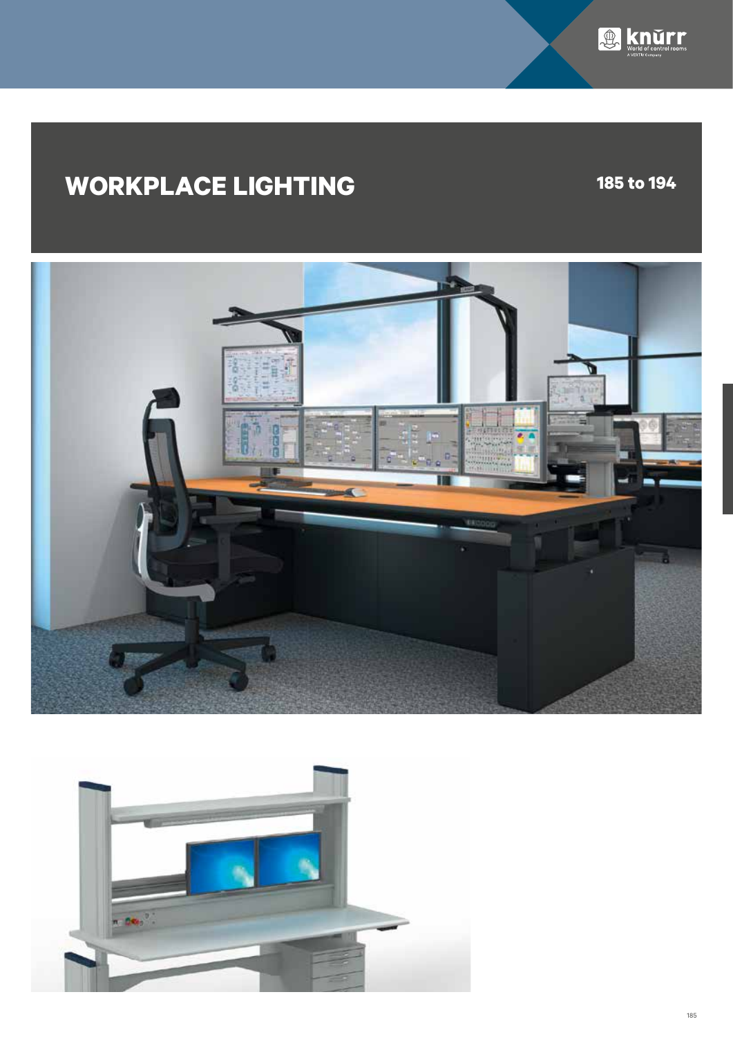# WORKPLACE LIGHTING

**185 to 194**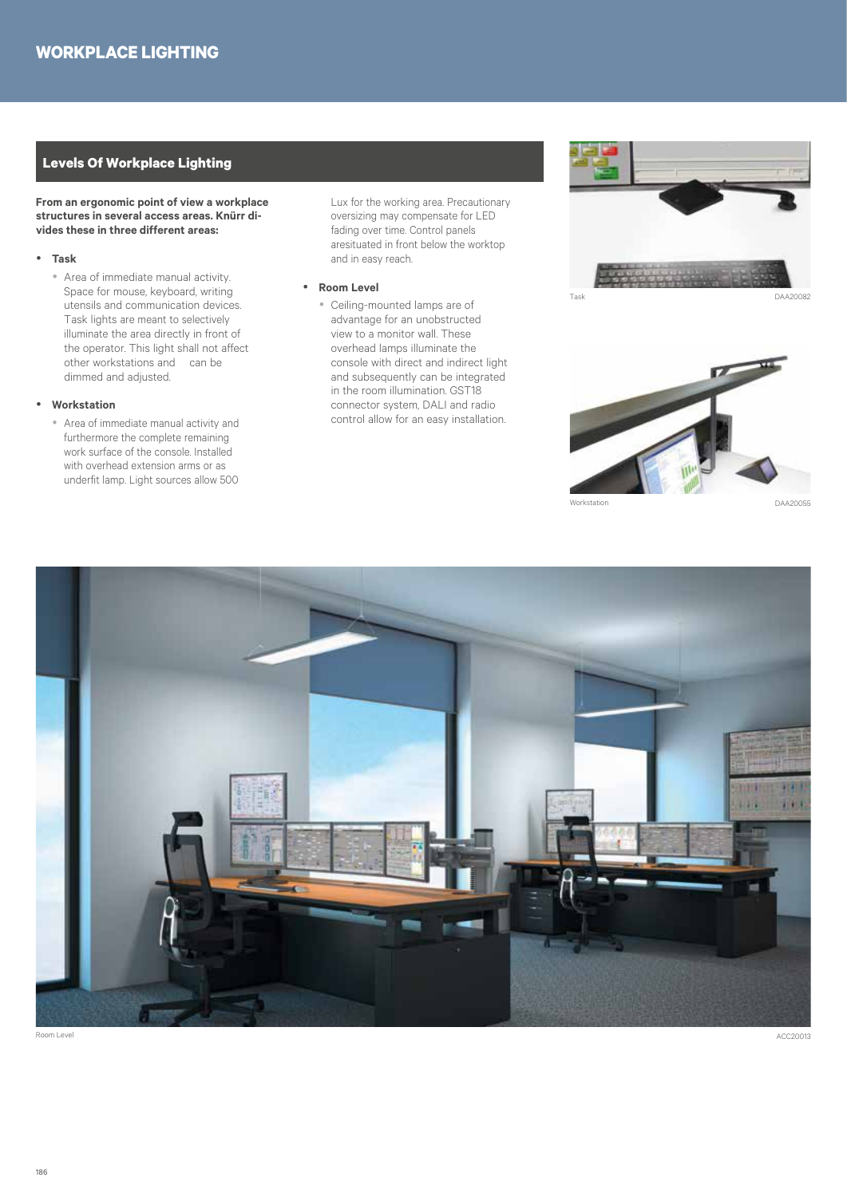# WORKPLACE LIGHTING

## Levels Of Workplace Lighting

**From an ergonomic point of view a workplace structures in several access areas. Knürr divides these in three different areas:**

- **Task**
  - Area of immediate manual activity. Space for mouse, keyboard, writing utensils and communication devices. Task lights are meant to selectively illuminate the area directly in front of the operator. This light shall not affect other workstations and can be dimmed and adjusted.
- **Workstation**
  - Area of immediate manual activity and furthermore the complete remaining work surface of the console. Installed with overhead extension arms or as underfit lamp. Light sources allow 500 Lux for the working area. Precautionary oversizing may compensate for LED fading over time. Control panels aresituated in front below the worktop and in easy reach.
- **Room Level**
  - Ceiling-mounted lamps are of advantage for an unobstructed view to a monitor wall. These overhead lamps illuminate the console with direct and indirect light and subsequently can be integrated in the room illumination. GST18 connector system, DALI and radio control allow for an easy installation.

Task DAA20082

Workstation DAA20055

Room Level ACC20013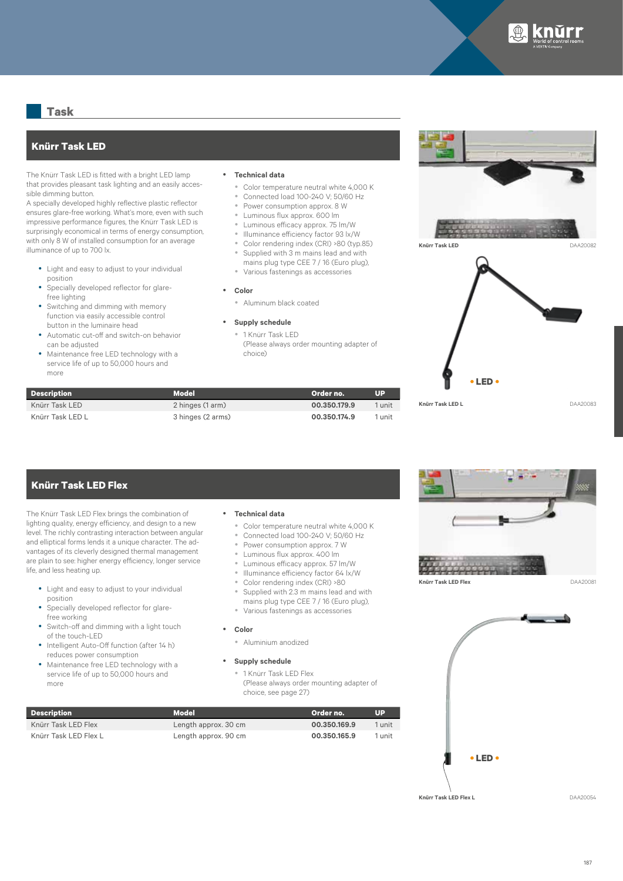## Task

### Knürr Task LED

The Knürr Task LED is fitted with a bright LED lamp that provides pleasant task lighting and an easily accessible dimming button.
A specially developed highly reflective plastic reflector ensures glare-free working. What's more, even with such impressive performance figures, the Knürr Task LED is surprisingly economical in terms of energy consumption, with only 8 W of installed consumption for an average illuminance of up to 700 lx.

- Light and easy to adjust to your individual position
- Specially developed reflector for glare-free lighting
- Switching and dimming with memory function via easily accessible control button in the luminaire head
- Automatic cut-off and switch-on behavior can be adjusted
- Maintenance free LED technology with a service life of up to 50,000 hours and more

- **Technical data**
  - Color temperature neutral white 4,000 K
  - Connected load 100-240 V; 50/60 Hz
  - Power consumption approx. 8 W
  - Luminous flux approx. 600 lm
  - Luminous efficacy approx. 75 lm/W
  - Illuminance efficiency factor 93 lx/W
  - Color rendering index (CRI) >80 (typ.85)
  - Supplied with 3 m mains lead and with mains plug type CEE 7 / 16 (Euro plug),
  - Various fastenings as accessories
- **Color**
  - Aluminum black coated
- **Supply schedule**
  - 1 Knürr Task LED (Please always order mounting adapter of choice)

| Description | Model | Order no. | UP |
|---|---|---|---|
| Knürr Task LED | 2 hinges (1 arm) | **00.350.179.9** | 1 unit |
| Knürr Task LED L | 3 hinges (2 arms) | **00.350.174.9** | 1 unit |

Knürr Task LED DAA20082

• LED •

Knürr Task LED L DAA20083

### Knürr Task LED Flex

The Knürr Task LED Flex brings the combination of lighting quality, energy efficiency, and design to a new level. The richly contrasting interaction between angular and elliptical forms lends it a unique character. The advantages of its cleverly designed thermal management are plain to see: higher energy efficiency, longer service life, and less heating up.

- Light and easy to adjust to your individual position
- Specially developed reflector for glare-free working
- Switch-off and dimming with a light touch of the touch-LED
- Intelligent Auto-Off function (after 14 h) reduces power consumption
- Maintenance free LED technology with a service life of up to 50,000 hours and more

- **Technical data**
  - Color temperature neutral white 4,000 K
  - Connected load 100-240 V; 50/60 Hz
  - Power consumption approx. 7 W
  - Luminous flux approx. 400 lm
  - Luminous efficacy approx. 57 lm/W
  - Illuminance efficiency factor 64 lx/W
  - Color rendering index (CRI) >80
  - Supplied with 2.3 m mains lead and with mains plug type CEE 7 / 16 (Euro plug),
  - Various fastenings as accessories
- **Color**
  - Aluminium anodized
- **Supply schedule**
  - 1 Knürr Task LED Flex (Please always order mounting adapter of choice, see page 27)

| Description | Model | Order no. | UP |
|---|---|---|---|
| Knürr Task LED Flex | Length approx. 30 cm | **00.350.169.9** | 1 unit |
| Knürr Task LED Flex L | Length approx. 90 cm | **00.350.165.9** | 1 unit |

Knürr Task LED Flex DAA20081

• LED •

Knürr Task LED Flex L DAA20054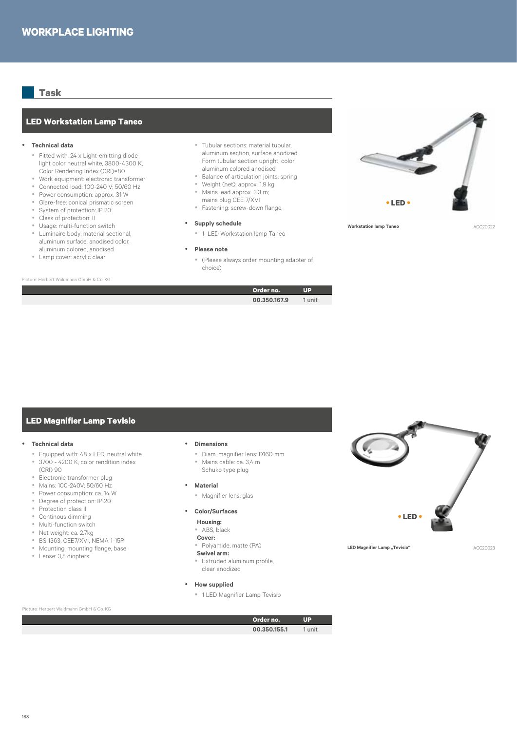# WORKPLACE LIGHTING

## Task

### LED Workstation Lamp Taneo

- **Technical data**
  - Fitted with: 24 x Light-emitting diode light color neutral white, 3800-4300 K, Color Rendering Index (CRI)=80
  - Work equipment: electronic transformer
  - Connected load: 100-240 V; 50/60 Hz
  - Power consumption: approx. 31 W
  - Glare-free: conical prismatic screen
  - System of protection: IP 20
  - Class of protection: II
  - Usage: multi-function switch
  - Luminaire body: material sectional, aluminum surface, anodised color, aluminum colored, anodised
  - Lamp cover: acrylic clear
  - Tubular sections: material tubular, aluminum section, surface anodized, Form tubular section upright, color aluminum colored anodised
  - Balance of articulation joints: spring
  - Weight (net): approx. 1.9 kg
  - Mains lead approx. 3.3 m; mains plug CEE 7/XVI
  - Fastening: screw-down flange,
- **Supply schedule**
  - 1 LED Workstation lamp Taneo
- **Please note**
  - (Please always order mounting adapter of choice)

• LED •

Workstation lamp Taneo ACC20022

Picture: Herbert Waldmann GmbH & Co. KG

| Order no. | UP |
|---|---|
| 00.350.167.9 | 1 unit |

### LED Magnifier Lamp Tevisio

- **Technical data**
  - Equipped with: 48 x LED, neutral white
  - 3700 - 4200 K, color rendition index (CRI) 90
  - Electronic transformer plug
  - Mains: 100-240V; 50/60 Hz
  - Power consumption: ca. 14 W
  - Degree of protection: IP 20
  - Protection class II
  - Continous dimming
  - Multi-function switch
  - Net weight: ca. 2.7kg
  - BS 1363, CEE7/XVI, NEMA 1-15P
  - Mounting: mounting flange, base
  - Lense: 3,5 diopters
- **Dimensions**
  - Diam. magnifier lens: D160 mm
  - Mains cable: ca. 3,4 m Schuko type plug
- **Material**
  - Magnifier lens: glas
- **Color/Surfaces**
  - **Housing:**
  - ABS, black
  - **Cover:**
  - Polyamide, matte (PA)
  - **Swivel arm:**
  - Extruded aluminum profile, clear anodized
- **How supplied**
  - 1 LED Magnifier Lamp Tevisio

• LED •

LED Magnifier Lamp „Tevisio" ACC20023

Picture: Herbert Waldmann GmbH & Co. KG

| Order no. | UP |
|---|---|
| 00.350.155.1 | 1 unit |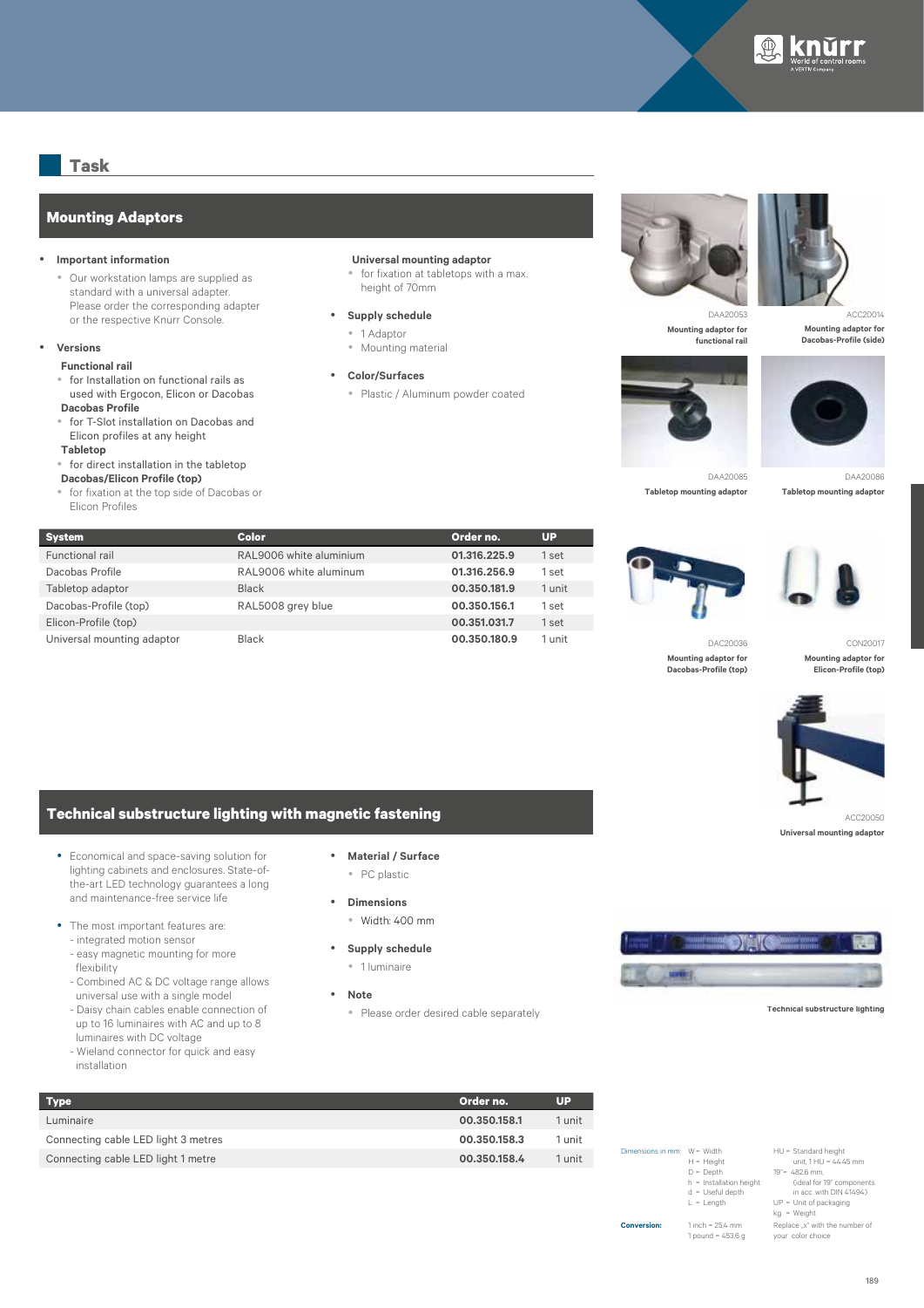## Task

### Mounting Adaptors

- **Important information**
  - Our workstation lamps are supplied as standard with a universal adapter. Please order the corresponding adapter or the respective Knürr Console.
- **Versions**

  **Functional rail**
  - for Installation on functional rails as used with Ergocon, Elicon or Dacobas

  **Dacobas Profile**
  - for T-Slot installation on Dacobas and Elicon profiles at any height

  **Tabletop**
  - for direct installation in the tabletop

  **Dacobas/Elicon Profile (top)**
  - for fixation at the top side of Dacobas or Elicon Profiles

  **Universal mounting adaptor**
  - for fixation at tabletops with a max. height of 70mm
- **Supply schedule**
  - 1 Adaptor
  - Mounting material
- **Color/Surfaces**
  - Plastic / Aluminum powder coated

| System | Color | Order no. | UP |
|---|---|---|---|
| Functional rail | RAL9006 white aluminium | **01.316.225.9** | 1 set |
| Dacobas Profile | RAL9006 white aluminum | **01.316.256.9** | 1 set |
| Tabletop adaptor | Black | **00.350.181.9** | 1 unit |
| Dacobas-Profile (top) | RAL5008 grey blue | **00.350.156.1** | 1 set |
| Elicon-Profile (top) | | **00.351.031.7** | 1 set |
| Universal mounting adaptor | Black | **00.350.180.9** | 1 unit |

DAA20053
**Mounting adaptor for functional rail**

ACC20014
**Mounting adaptor for Dacobas-Profile (side)**

DAA20085
**Tabletop mounting adaptor**

DAA20086
**Tabletop mounting adaptor**

DAC20036
**Mounting adaptor for Dacobas-Profile (top)**

CON20017
**Mounting adaptor for Elicon-Profile (top)**

ACC20050
**Universal mounting adaptor**

### Technical substructure lighting with magnetic fastening

- Economical and space-saving solution for lighting cabinets and enclosures. State-of-the-art LED technology guarantees a long and maintenance-free service life
- The most important features are:
  - integrated motion sensor
  - easy magnetic mounting for more flexibility
  - Combined AC & DC voltage range allows universal use with a single model
  - Daisy chain cables enable connection of up to 16 luminaires with AC and up to 8 luminaires with DC voltage
  - Wieland connector for quick and easy installation
- **Material / Surface**
  - PC plastic
- **Dimensions**
  - Width: 400 mm
- **Supply schedule**
  - 1 luminaire
- **Note**
  - Please order desired cable separately

| Type | Order no. | UP |
|---|---|---|
| Luminaire | **00.350.158.1** | 1 unit |
| Connecting cable LED light 3 metres | **00.350.158.3** | 1 unit |
| Connecting cable LED light 1 metre | **00.350.158.4** | 1 unit |

**Technical substructure lighting**

Dimensions in mm: W = Width, H = Height, D = Depth, h = Installation height, d = Useful depth, L = Length, HU = Standard height unit, 1 HU = 44.45 mm, 19" = 482.6 mm, (ideal for 19" components in acc. with DIN 41494), UP = Unit of packaging, kg = Weight

**Conversion:** 1 inch = 25.4 mm, 1 pound = 453.6 g. Replace „x" with the number of your color choice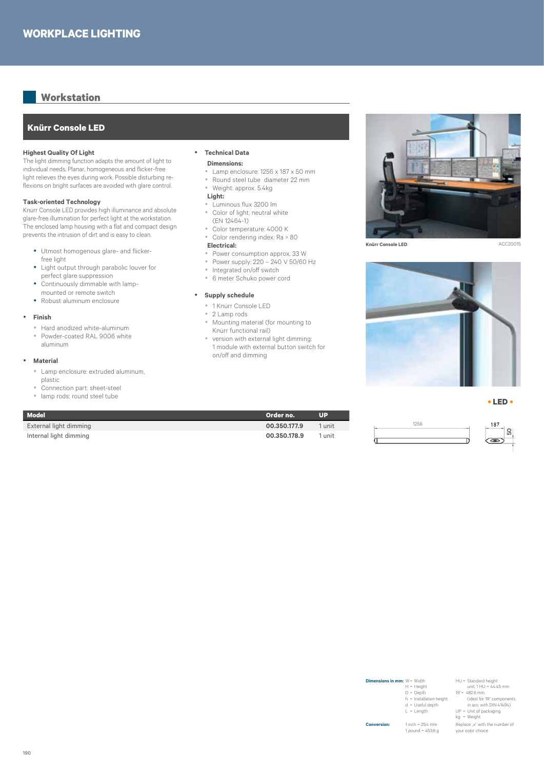# WORKPLACE LIGHTING

## Workstation

### Knürr Console LED

**Highest Quality Of Light**
The light dimming function adapts the amount of light to individual needs. Planar, homogeneous and flicker-free light relieves the eyes during work. Possible disturbing reflexions on bright surfaces are avoided with glare control.

**Task-oriented Technology**
Knürr Console LED provides high illuminance and absolute glare-free illumination for perfect light at the workstation. The enclosed lamp housing with a flat and compact design prevents the intrusion of dirt and is easy to clean.

- Utmost homogenous glare- and flicker-free light
- Light output through parabolic louver for perfect glare suppression
- Continuously dimmable with lamp-mounted or remote switch
- Robust aluminum enclosure

- **Finish**
  - Hard anodized white-aluminum
  - Powder-coated RAL 9006 white aluminum

- **Material**
  - Lamp enclosure: extruded aluminum, plastic
  - Connection part: sheet-steel
  - lamp rods: round steel tube

- **Technical Data**

  **Dimensions:**
  - Lamp enclosure: 1256 x 187 x 50 mm
  - Round steel tube diameter 22 mm
  - Weight: approx. 5.4kg

  **Light:**
  - Luminous flux 3200 lm
  - Color of light: neutral white (EN 12464-1)
  - Color temperature: 4000 K
  - Color rendering index: Ra > 80

  **Electrical:**
  - Power consumption approx. 33 W
  - Power supply: 220 – 240 V 50/60 Hz
  - Integrated on/off switch
  - 6 meter Schuko power cord

- **Supply schedule**
  - 1 Knürr Console LED
  - 2 Lamp rods
  - Mounting material (for mounting to Knürr functional rail)
  - version with external light dimming: 1 module with external button switch for on/off and dimming

| Model | Order no. | UP |
|---|---|---|
| External light dimming | **00.350.177.9** | 1 unit |
| Internal light dimming | **00.350.178.9** | 1 unit |

Knürr Console LED ACC20015

• LED •

1256 187 50

**Dimensions in mm:** W = Width, H = Height, D = Depth, h = Installation height, d = Useful depth, L = Length, HU = Standard height unit, 1 HU = 44.45 mm, 19" = 482.6 mm, (ideal for 19" components in acc. with DIN 41494), UP = Unit of packaging, kg = Weight

**Conversion:** 1 inch = 25.4 mm, 1 pound = 453.6 g, Replace „x" with the number of your color choice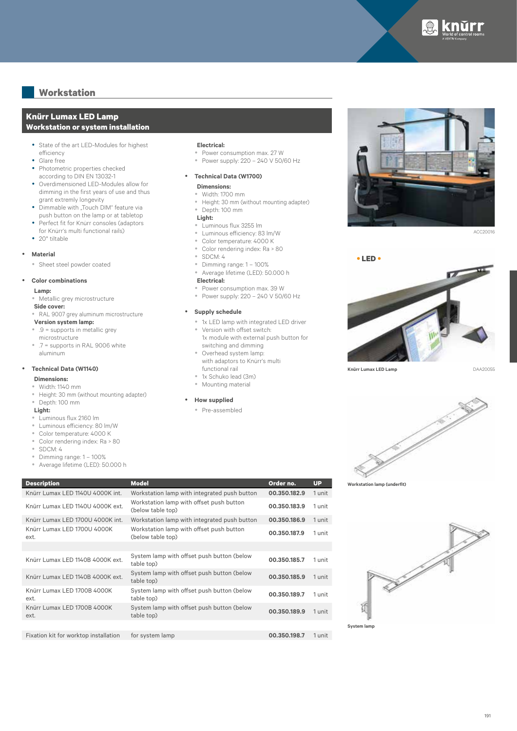## Workstation

### Knürr Lumax LED Lamp
### Workstation or system installation

- State of the art LED-Modules for highest efficiency
- Glare free
- Photometric properties checked according to DIN EN 13032-1
- Overdimensioned LED-Modules allow for dimming in the first years of use and thus grant extremly longevity
- Dimmable with „Touch DIM“ feature via push button on the lamp or at tabletop
- Perfect fit for Knürr consoles (adaptors for Knürr's multi functional rails)
- 20° tiltable

- **Material**
  - Sheet steel powder coated

- **Color combinations**

  **Lamp:**
  - Metallic grey microstructure

  **Side cover:**
  - RAL 9007 grey aluminum microstructure

  **Version system lamp:**
  - .9 = supports in metallic grey microstructure
  - .7 = supports in RAL 9006 white aluminum

- **Technical Data (W1140)**

  **Dimensions:**
  - Width: 1140 mm
  - Height: 30 mm (without mounting adapter)
  - Depth: 100 mm

  **Light:**
  - Luminous flux 2160 lm
  - Luminous efficiency: 80 lm/W
  - Color temperature: 4000 K
  - Color rendering index: Ra > 80
  - SDCM: 4
  - Dimming range: 1 – 100%
  - Average lifetime (LED): 50.000 h

  **Electrical:**
  - Power consumption max. 27 W
  - Power supply: 220 – 240 V 50/60 Hz

- **Technical Data (W1700)**

  **Dimensions:**
  - Width: 1700 mm
  - Height: 30 mm (without mounting adapter)
  - Depth: 100 mm

  **Light:**
  - Luminous flux 3255 lm
  - Luminous efficiency: 83 lm/W
  - Color temperature: 4000 K
  - Color rendering index: Ra > 80
  - SDCM: 4
  - Dimming range: 1 – 100%
  - Average lifetime (LED): 50.000 h

  **Electrical:**
  - Power consumption max. 39 W
  - Power supply: 220 – 240 V 50/60 Hz

- **Supply schedule**
  - 1x LED lamp with integrated LED driver
  - Version with offset switch: 1x module with external push button for switching and dimming
  - Overhead system lamp: with adaptors to Knürr's multi functional rail
  - 1x Schuko lead (3m)
  - Mounting material

- **How supplied**
  - Pre-assembled

| Description | Model | Order no. | UP |
|---|---|---|---|
| Knürr Lumax LED 1140U 4000K int. | Workstation lamp with integrated push button | 00.350.182.9 | 1 unit |
| Knürr Lumax LED 1140U 4000K ext. | Workstation lamp with offset push button (below table top) | 00.350.183.9 | 1 unit |
| Knürr Lumax LED 1700U 4000K int. | Workstation lamp with integrated push button | 00.350.186.9 | 1 unit |
| Knürr Lumax LED 1700U 4000K ext. | Workstation lamp with offset push button (below table top) | 00.350.187.9 | 1 unit |
| | | | |
| Knürr Lumax LED 1140B 4000K ext. | System lamp with offset push button (below table top) | 00.350.185.7 | 1 unit |
| Knürr Lumax LED 1140B 4000K ext. | System lamp with offset push button (below table top) | 00.350.185.9 | 1 unit |
| Knürr Lumax LED 1700B 4000K ext. | System lamp with offset push button (below table top) | 00.350.189.7 | 1 unit |
| Knürr Lumax LED 1700B 4000K ext. | System lamp with offset push button (below table top) | 00.350.189.9 | 1 unit |
| | | | |
| Fixation kit for worktop installation | for system lamp | 00.350.198.7 | 1 unit |

ACC20016

• LED •

Knürr Lumax LED Lamp DAA20055

Workstation lamp (underfit)

System lamp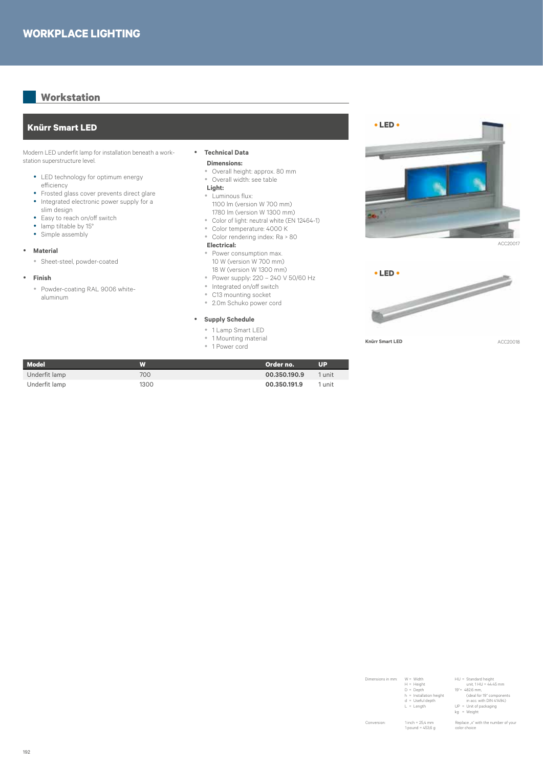# WORKPLACE LIGHTING

## Workstation

### Knürr Smart LED

Modern LED underfit lamp for installation beneath a workstation superstructure level.

- LED technology for optimum energy efficiency
- Frosted glass cover prevents direct glare
- Integrated electronic power supply for a slim design
- Easy to reach on/off switch
- lamp tiltable by 15°
- Simple assembly

- **Material**
  - Sheet-steel, powder-coated

- **Finish**
  - Powder-coating RAL 9006 white-aluminum

- **Technical Data**

  **Dimensions:**
  - Overall height: approx. 80 mm
  - Overall width: see table

  **Light:**
  - Luminous flux:
    1100 lm (version W 700 mm)
    1780 lm (version W 1300 mm)
  - Color of light: neutral white (EN 12464-1)
  - Color temperature: 4000 K
  - Color rendering index: Ra > 80

  **Electrical:**
  - Power consumption max.
    10 W (version W 700 mm)
    18 W (version W 1300 mm)
  - Power supply: 220 – 240 V 50/60 Hz
  - Integrated on/off switch
  - C13 mounting socket
  - 2.0m Schuko power cord

- **Supply Schedule**
  - 1 Lamp Smart LED
  - 1 Mounting material
  - 1 Power cord

• LED •

ACC20017

• LED •

Knürr Smart LED

ACC20018

| Model | W | Order no. | UP |
|---|---|---|---|
| Underfit lamp | 700 | **00.350.190.9** | 1 unit |
| Underfit lamp | 1300 | **00.350.191.9** | 1 unit |

Dimensions in mm: W = Width, H = Height, D = Depth, h = Installation height, d = Useful depth, L = Length; HU = Standard height unit, 1 HU = 44.45 mm; 19" = 482.6 mm, (ideal for 19" components in acc. with DIN 41494); UP = Unit of packaging; kg = Weight

Conversion: 1 inch = 25.4 mm; 1 pound = 453.6 g; Replace „x" with the number of your color choice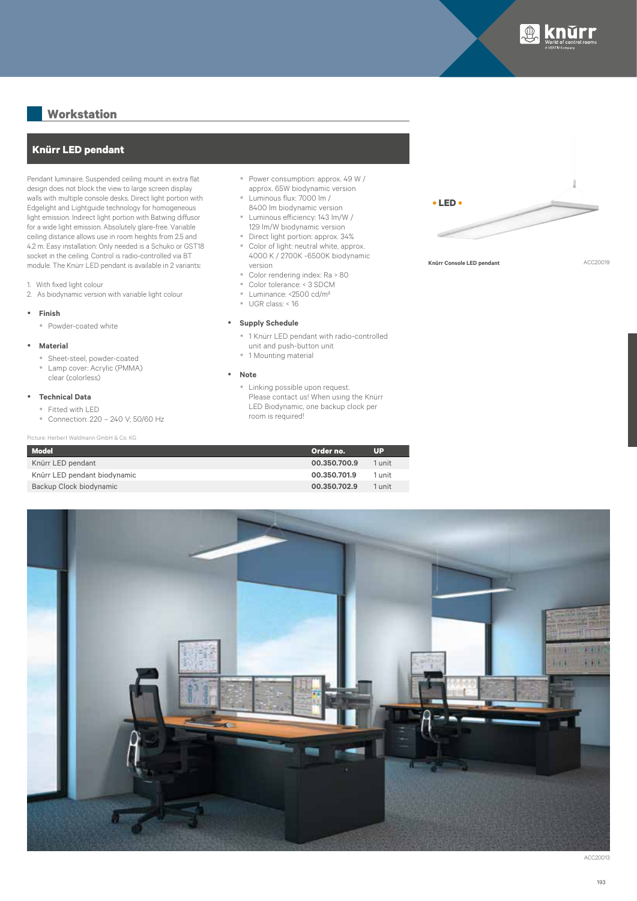## Workstation

### Knürr LED pendant

Pendant luminaire. Suspended ceiling mount in extra flat design does not block the view to large screen display walls with multiple console desks. Direct light portion with Edgelight and Lightguide technology for homogeneous light emission. Indirect light portion with Batwing diffusor for a wide light emission. Absolutely glare-free. Variable ceiling distance allows use in room heights from 2.5 and 4.2 m. Easy installation: Only needed is a Schuko or GST18 socket in the ceiling. Control is radio-controlled via BT module. The Knürr LED pendant is available in 2 variants:

1. With fixed light colour
2. As biodynamic version with variable light colour

- **Finish**
  - Powder-coated white
- **Material**
  - Sheet-steel, powder-coated
  - Lamp cover: Acrylic (PMMA) clear (colorless)
- **Technical Data**
  - Fitted with LED
  - Connection: 220 – 240 V; 50/60 Hz
  - Power consumption: approx. 49 W / approx. 65W biodynamic version
  - Luminous flux: 7000 lm / 8400 lm biodynamic version
  - Luminous efficiency: 143 lm/W / 129 lm/W biodynamic version
  - Direct light portion: approx. 34%
  - Color of light: neutral white, approx. 4000 K / 2700K -6500K biodynamic version
  - Color rendering index: Ra > 80
  - Color tolerance: < 3 SDCM
  - Luminance: <2500 cd/m²
  - UGR class: < 16
- **Supply Schedule**
  - 1 Knürr LED pendant with radio-controlled unit and push-button unit
  - 1 Mounting material
- **Note**
  - Linking possible upon request. Please contact us! When using the Knürr LED Biodynamic, one backup clock per room is required!

• LED •

Knürr Console LED pendant ACC20019

Picture: Herbert Waldmann GmbH & Co. KG

| Model | Order no. | UP |
|---|---|---|
| Knürr LED pendant | **00.350.700.9** | 1 unit |
| Knürr LED pendant biodynamic | **00.350.701.9** | 1 unit |
| Backup Clock biodynamic | **00.350.702.9** | 1 unit |

ACC20013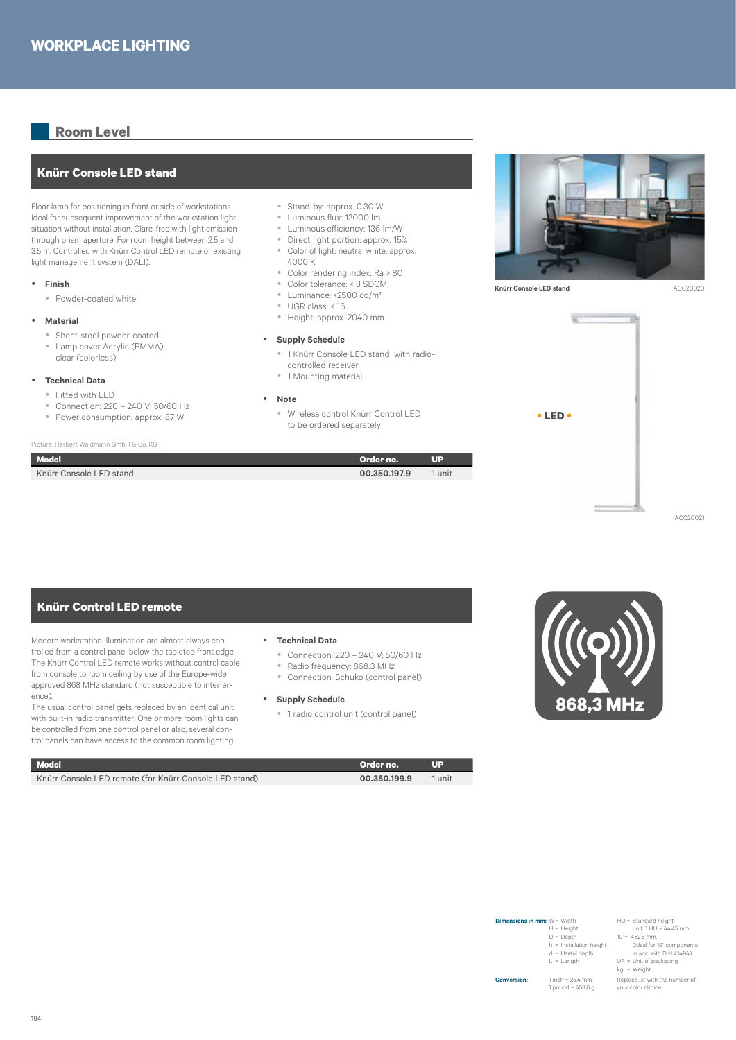# WORKPLACE LIGHTING

## Room Level

### Knürr Console LED stand

Floor lamp for positioning in front or side of workstations. Ideal for subsequent improvement of the workstation light situation without installation. Glare-free with light emission through prism aperture. For room height between 2.5 and 3.5 m. Controlled with Knürr Control LED remote or existing light management system (DALI).

- **Finish**
  - Powder-coated white
- **Material**
  - Sheet-steel powder-coated
  - Lamp cover Acrylic (PMMA) clear (colorless)
- **Technical Data**
  - Fitted with LED
  - Connection: 220 – 240 V; 50/60 Hz
  - Power consumption: approx. 87 W
  - Stand-by: approx. 0.30 W
  - Luminous flux: 12000 lm
  - Luminous efficiency: 136 lm/W
  - Direct light portion: approx. 15%
  - Color of light: neutral white, approx. 4000 K
  - Color rendering index: Ra > 80
  - Color tolerance: < 3 SDCM
  - Luminance: <2500 cd/m²
  - UGR class: < 16
  - Height: approx. 2040 mm
- **Supply Schedule**
  - 1 Knürr Console LED stand with radio-controlled receiver
  - 1 Mounting material
- **Note**
  - Wireless control Knürr Control LED to be ordered separately!

Picture: Herbert Waldmann GmbH & Co. KG

| Model | Order no. | UP |
|---|---|---|
| Knürr Console LED stand | 00.350.197.9 | 1 unit |

Knürr Console LED stand ACC20020

• LED •

ACC20021

### Knürr Control LED remote

Modern workstation illumination are almost always controlled from a control panel below the tabletop front edge. The Knurr Control LED remote works without control cable from console to room ceiling by use of the Europe-wide approved 868 MHz standard (not susceptible to interference).
The usual control panel gets replaced by an identical unit with built-in radio transmitter. One or more room lights can be controlled from one control panel or also, several control panels can have access to the common room lighting.

- **Technical Data**
  - Connection: 220 – 240 V; 50/60 Hz
  - Radio frequency: 868.3 MHz
  - Connection: Schuko (control panel)
- **Supply Schedule**
  - 1 radio control unit (control panel)

868,3 MHz

| Model | Order no. | UP |
|---|---|---|
| Knürr Console LED remote (for Knürr Console LED stand) | 00.350.199.9 | 1 unit |

**Dimensions in mm:** W = Width, H = Height, D = Depth, h = Installation height, d = Useful depth, L = Length, HU = Standard height unit, 1 HU = 44.45 mm, 19"= 482.6 mm, (ideal for 19" components in acc. with DIN 41494), UP = Unit of packaging, kg = Weight

**Conversion:** 1 inch = 25.4 mm, 1 pound = 453.6 g, Replace „x" with the number of your color choice